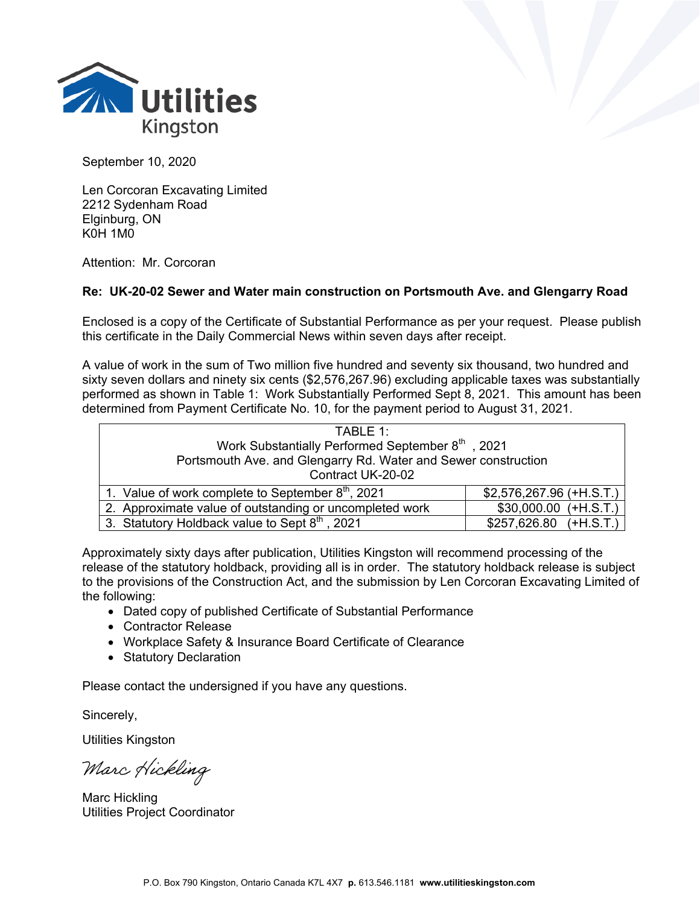Utilities Kingston

September 10, 2020

Len Corcoran Excavating Limited
2212 Sydenham Road
Elginburg, ON
K0H 1M0

Attention: Mr. Corcoran

**Re: UK-20-02 Sewer and Water main construction on Portsmouth Ave. and Glengarry Road**

Enclosed is a copy of the Certificate of Substantial Performance as per your request. Please publish this certificate in the Daily Commercial News within seven days after receipt.

A value of work in the sum of Two million five hundred and seventy six thousand, two hundred and sixty seven dollars and ninety six cents ($2,576,267.96) excluding applicable taxes was substantially performed as shown in Table 1: Work Substantially Performed Sept 8, 2021. This amount has been determined from Payment Certificate No. 10, for the payment period to August 31, 2021.

| TABLE 1:<br>Work Substantially Performed September 8th, 2021<br>Portsmouth Ave. and Glengarry Rd. Water and Sewer construction<br>Contract UK-20-02 | |
|---|---|
| 1. Value of work complete to September 8th, 2021 | $2,576,267.96 (+H.S.T.) |
| 2. Approximate value of outstanding or uncompleted work | $30,000.00 (+H.S.T.) |
| 3. Statutory Holdback value to Sept 8th, 2021 | $257,626.80 (+H.S.T.) |

Approximately sixty days after publication, Utilities Kingston will recommend processing of the release of the statutory holdback, providing all is in order. The statutory holdback release is subject to the provisions of the Construction Act, and the submission by Len Corcoran Excavating Limited of the following:

- Dated copy of published Certificate of Substantial Performance
- Contractor Release
- Workplace Safety & Insurance Board Certificate of Clearance
- Statutory Declaration

Please contact the undersigned if you have any questions.

Sincerely,

Utilities Kingston

*Marc Hickling*

Marc Hickling
Utilities Project Coordinator

P.O. Box 790 Kingston, Ontario Canada K7L 4X7 **p.** 613.546.1181 **www.utilitieskingston.com**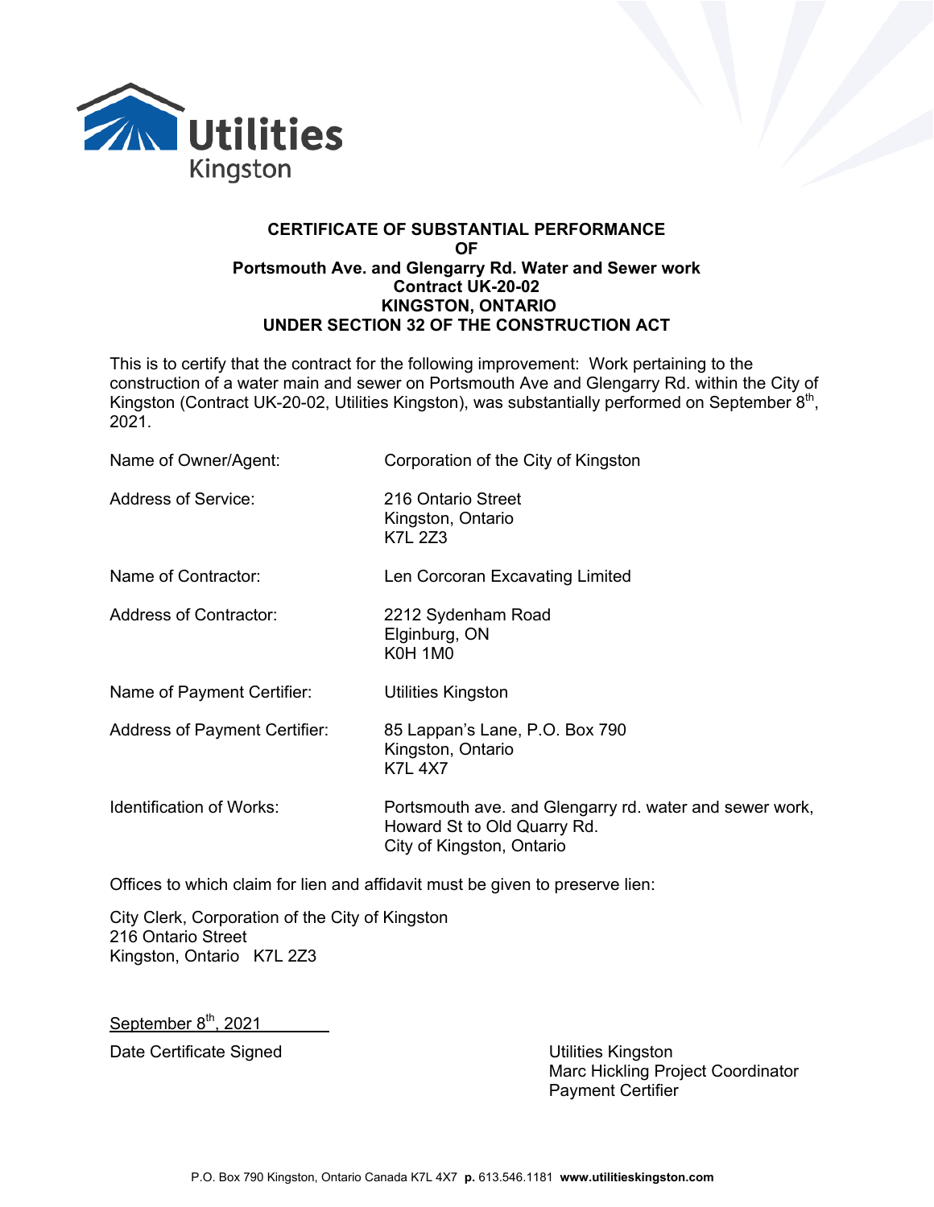Utilities
Kingston

# CERTIFICATE OF SUBSTANTIAL PERFORMANCE
# OF
# Portsmouth Ave. and Glengarry Rd. Water and Sewer work
# Contract UK-20-02
# KINGSTON, ONTARIO
# UNDER SECTION 32 OF THE CONSTRUCTION ACT

This is to certify that the contract for the following improvement: Work pertaining to the construction of a water main and sewer on Portsmouth Ave and Glengarry Rd. within the City of Kingston (Contract UK-20-02, Utilities Kingston), was substantially performed on September 8th, 2021.

| | |
|---|---|
| Name of Owner/Agent: | Corporation of the City of Kingston |
| Address of Service: | 216 Ontario Street<br>Kingston, Ontario<br>K7L 2Z3 |
| Name of Contractor: | Len Corcoran Excavating Limited |
| Address of Contractor: | 2212 Sydenham Road<br>Elginburg, ON<br>K0H 1M0 |
| Name of Payment Certifier: | Utilities Kingston |
| Address of Payment Certifier: | 85 Lappan's Lane, P.O. Box 790<br>Kingston, Ontario<br>K7L 4X7 |
| Identification of Works: | Portsmouth ave. and Glengarry rd. water and sewer work,<br>Howard St to Old Quarry Rd.<br>City of Kingston, Ontario |

Offices to which claim for lien and affidavit must be given to preserve lien:

City Clerk, Corporation of the City of Kingston
216 Ontario Street
Kingston, Ontario K7L 2Z3

September 8th, 2021

Date Certificate Signed

Utilities Kingston
Marc Hickling Project Coordinator
Payment Certifier

P.O. Box 790 Kingston, Ontario Canada K7L 4X7 **p.** 613.546.1181 **www.utilitieskingston.com**